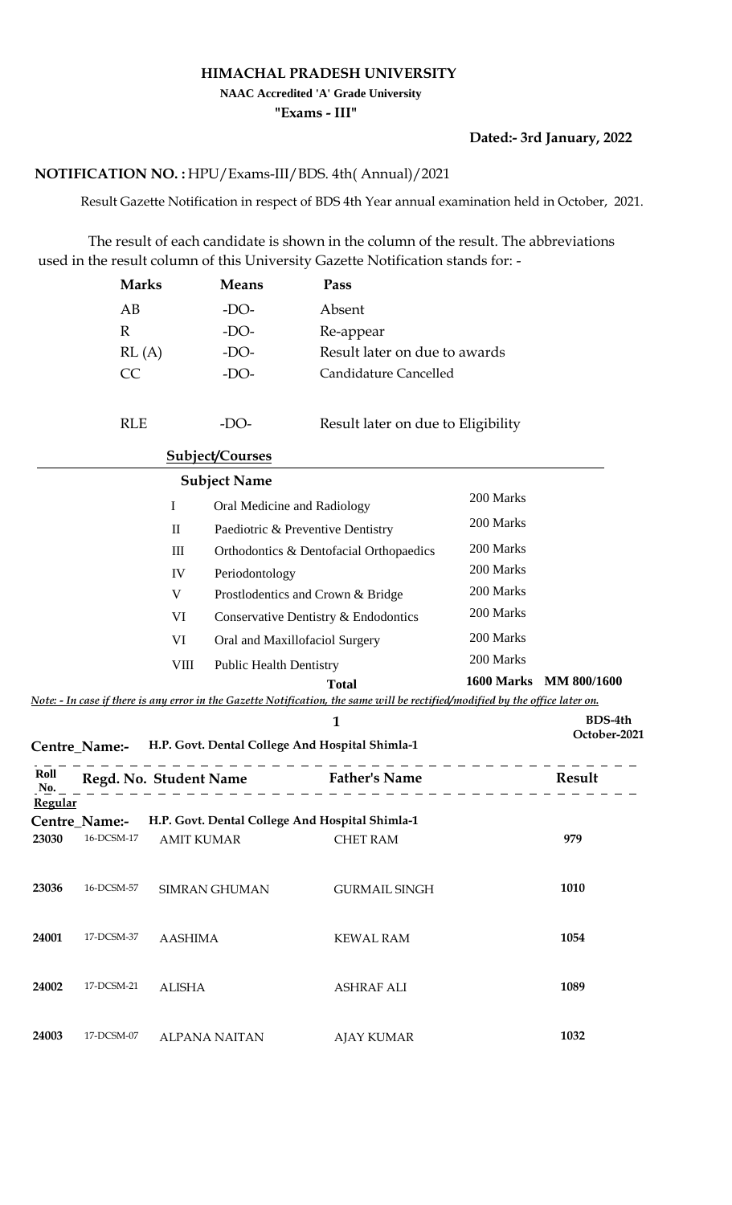# HIMACHAL PRADESH UNIVERSITY

**NAAC Accredited 'A' Grade University**

**"Exams - III"**

**Dated:- 3rd January, 2022**

**NOTIFICATION NO. :** HPU/Exams-III/BDS. 4th( Annual)/2021

Result Gazette Notification in respect of BDS 4th Year annual examination held in October, 2021.

The result of each candidate is shown in the column of the result. The abbreviations used in the result column of this University Gazette Notification stands for: -

| Marks | Means | Pass |
|---|---|---|
| AB | -DO- | Absent |
| R | -DO- | Re-appear |
| RL (A) | -DO- | Result later on due to awards |
| CC | -DO- | Candidature Cancelled |
| RLE | -DO- | Result later on due to Eligibility |

**Subject/Courses**

| | Subject Name | |
|---|---|---|
| I | Oral Medicine and Radiology | 200 Marks |
| II | Paediotric & Preventive Dentistry | 200 Marks |
| III | Orthodontics & Dentofacial Orthopaedics | 200 Marks |
| IV | Periodontology | 200 Marks |
| V | Prostlodentics and Crown & Bridge | 200 Marks |
| VI | Conservative Dentistry & Endodontics | 200 Marks |
| VI | Oral and Maxillofaciol Surgery | 200 Marks |
| VIII | Public Health Dentistry | 200 Marks |
| | **Total** | **1600 Marks MM 800/1600** |

***Note: - In case if there is any error in the Gazette Notification, the same will be rectified/modified by the office later on.***

**BDS-4th October-2021**

**Centre_Name:-** H.P. Govt. Dental College And Hospital Shimla-1

| Roll No. | Regd. No. | Student Name | Father's Name | Result |
|---|---|---|---|---|
| **Regular** | | | | |
| **Centre_Name:-** | H.P. Govt. Dental College And Hospital Shimla-1 | | | |
| 23030 | 16-DCSM-17 | AMIT KUMAR | CHET RAM | 979 |
| 23036 | 16-DCSM-57 | SIMRAN GHUMAN | GURMAIL SINGH | 1010 |
| 24001 | 17-DCSM-37 | AASHIMA | KEWAL RAM | 1054 |
| 24002 | 17-DCSM-21 | ALISHA | ASHRAF ALI | 1089 |
| 24003 | 17-DCSM-07 | ALPANA NAITAN | AJAY KUMAR | 1032 |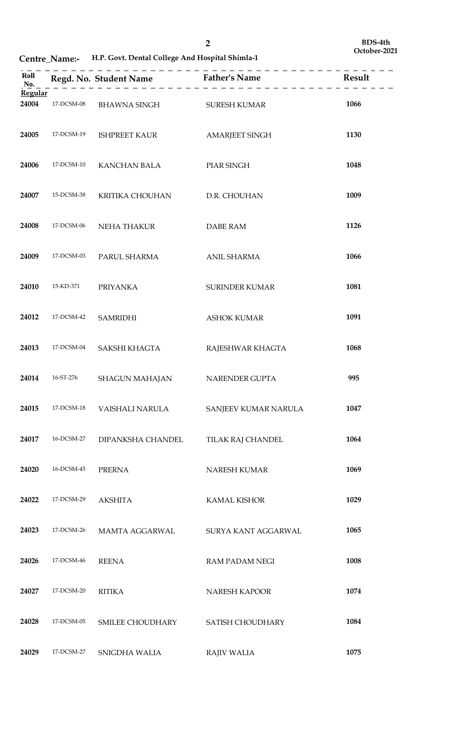**BDS-4th**
**October-2021**

**Centre_Name:- H.P. Govt. Dental College And Hospital Shimla-1**

| Roll No. | Regd. No. | Student Name | Father's Name | Result |
|---|---|---|---|---|
| **Regular** | | | | |
| **24004** | 17-DCSM-08 | BHAWNA SINGH | SURESH KUMAR | **1066** |
| **24005** | 17-DCSM-19 | ISHPREET KAUR | AMARJEET SINGH | **1130** |
| **24006** | 17-DCSM-10 | KANCHAN BALA | PIAR SINGH | **1048** |
| **24007** | 15-DCSM-38 | KRITIKA CHOUHAN | D.R. CHOUHAN | **1009** |
| **24008** | 17-DCSM-06 | NEHA THAKUR | DABE RAM | **1126** |
| **24009** | 17-DCSM-03 | PARUL SHARMA | ANIL SHARMA | **1066** |
| **24010** | 15-KD-371 | PRIYANKA | SURINDER KUMAR | **1081** |
| **24012** | 17-DCSM-42 | SAMRIDHI | ASHOK KUMAR | **1091** |
| **24013** | 17-DCSM-04 | SAKSHI KHAGTA | RAJESHWAR KHAGTA | **1068** |
| **24014** | 16-ST-276 | SHAGUN MAHAJAN | NARENDER GUPTA | **995** |
| **24015** | 17-DCSM-18 | VAISHALI NARULA | SANJEEV KUMAR NARULA | **1047** |
| **24017** | 16-DCSM-27 | DIPANKSHA CHANDEL | TILAK RAJ CHANDEL | **1064** |
| **24020** | 16-DCSM-45 | PRERNA | NARESH KUMAR | **1069** |
| **24022** | 17-DCSM-29 | AKSHITA | KAMAL KISHOR | **1029** |
| **24023** | 17-DCSM-26 | MAMTA AGGARWAL | SURYA KANT AGGARWAL | **1065** |
| **24026** | 17-DCSM-46 | REENA | RAM PADAM NEGI | **1008** |
| **24027** | 17-DCSM-20 | RITIKA | NARESH KAPOOR | **1074** |
| **24028** | 17-DCSM-05 | SMILEE CHOUDHARY | SATISH CHOUDHARY | **1084** |
| **24029** | 17-DCSM-27 | SNIGDHA WALIA | RAJIV WALIA | **1075** |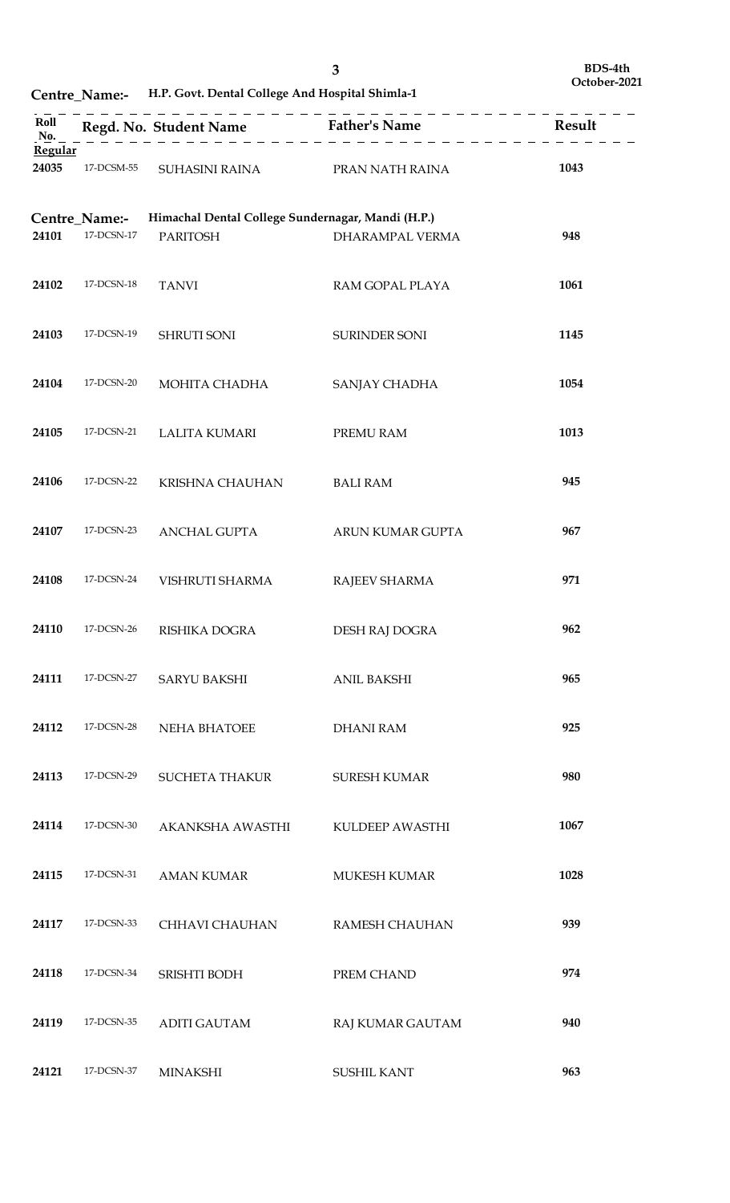BDS-4th
October-2021

**Centre_Name:-** H.P. Govt. Dental College And Hospital Shimla-1

| Roll No. | Regd. No. | Student Name | Father's Name | Result |
|---|---|---|---|---|
| **Regular** | | | | |
| 24035 | 17-DCSM-55 | SUHASINI RAINA | PRAN NATH RAINA | 1043 |

**Centre_Name:-** Himachal Dental College Sundernagar, Mandi (H.P.)

| Roll No. | Regd. No. | Student Name | Father's Name | Result |
|---|---|---|---|---|
| 24101 | 17-DCSN-17 | PARITOSH | DHARAMPAL VERMA | 948 |
| 24102 | 17-DCSN-18 | TANVI | RAM GOPAL PLAYA | 1061 |
| 24103 | 17-DCSN-19 | SHRUTI SONI | SURINDER SONI | 1145 |
| 24104 | 17-DCSN-20 | MOHITA CHADHA | SANJAY CHADHA | 1054 |
| 24105 | 17-DCSN-21 | LALITA KUMARI | PREMU RAM | 1013 |
| 24106 | 17-DCSN-22 | KRISHNA CHAUHAN | BALI RAM | 945 |
| 24107 | 17-DCSN-23 | ANCHAL GUPTA | ARUN KUMAR GUPTA | 967 |
| 24108 | 17-DCSN-24 | VISHRUTI SHARMA | RAJEEV SHARMA | 971 |
| 24110 | 17-DCSN-26 | RISHIKA DOGRA | DESH RAJ DOGRA | 962 |
| 24111 | 17-DCSN-27 | SARYU BAKSHI | ANIL BAKSHI | 965 |
| 24112 | 17-DCSN-28 | NEHA BHATOEE | DHANI RAM | 925 |
| 24113 | 17-DCSN-29 | SUCHETA THAKUR | SURESH KUMAR | 980 |
| 24114 | 17-DCSN-30 | AKANKSHA AWASTHI | KULDEEP AWASTHI | 1067 |
| 24115 | 17-DCSN-31 | AMAN KUMAR | MUKESH KUMAR | 1028 |
| 24117 | 17-DCSN-33 | CHHAVI CHAUHAN | RAMESH CHAUHAN | 939 |
| 24118 | 17-DCSN-34 | SRISHTI BODH | PREM CHAND | 974 |
| 24119 | 17-DCSN-35 | ADITI GAUTAM | RAJ KUMAR GAUTAM | 940 |
| 24121 | 17-DCSN-37 | MINAKSHI | SUSHIL KANT | 963 |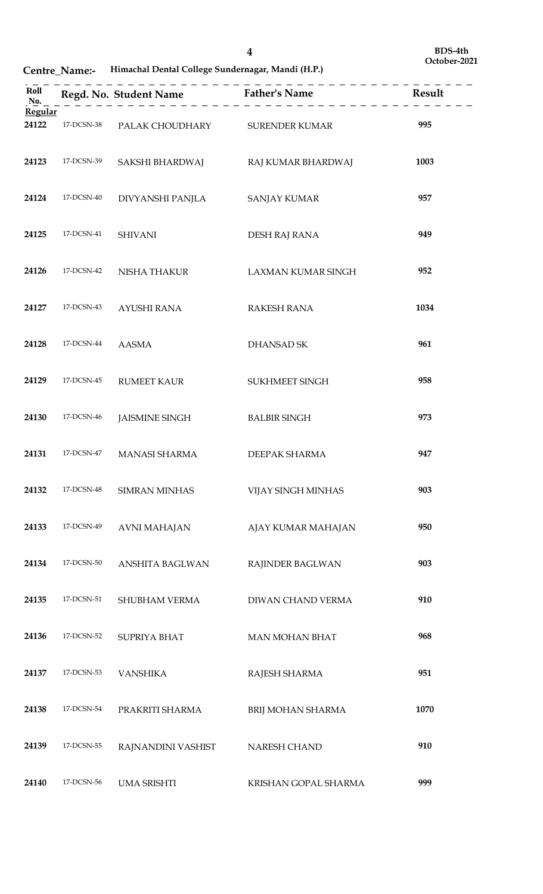**BDS-4th**
**October-2021**

**Centre_Name:- Himachal Dental College Sundernagar, Mandi (H.P.)**

| Roll No. | Regd. No. | Student Name | Father's Name | Result |
|---|---|---|---|---|
| **Regular** | | | | |
| **24122** | 17-DCSN-38 | PALAK CHOUDHARY | SURENDER KUMAR | **995** |
| **24123** | 17-DCSN-39 | SAKSHI BHARDWAJ | RAJ KUMAR BHARDWAJ | **1003** |
| **24124** | 17-DCSN-40 | DIVYANSHI PANJLA | SANJAY KUMAR | **957** |
| **24125** | 17-DCSN-41 | SHIVANI | DESH RAJ RANA | **949** |
| **24126** | 17-DCSN-42 | NISHA THAKUR | LAXMAN KUMAR SINGH | **952** |
| **24127** | 17-DCSN-43 | AYUSHI RANA | RAKESH RANA | **1034** |
| **24128** | 17-DCSN-44 | AASMA | DHANSAD SK | **961** |
| **24129** | 17-DCSN-45 | RUMEET KAUR | SUKHMEET SINGH | **958** |
| **24130** | 17-DCSN-46 | JAISMINE SINGH | BALBIR SINGH | **973** |
| **24131** | 17-DCSN-47 | MANASI SHARMA | DEEPAK SHARMA | **947** |
| **24132** | 17-DCSN-48 | SIMRAN MINHAS | VIJAY SINGH MINHAS | **903** |
| **24133** | 17-DCSN-49 | AVNI MAHAJAN | AJAY KUMAR MAHAJAN | **950** |
| **24134** | 17-DCSN-50 | ANSHITA BAGLWAN | RAJINDER BAGLWAN | **903** |
| **24135** | 17-DCSN-51 | SHUBHAM VERMA | DIWAN CHAND VERMA | **910** |
| **24136** | 17-DCSN-52 | SUPRIYA BHAT | MAN MOHAN BHAT | **968** |
| **24137** | 17-DCSN-53 | VANSHIKA | RAJESH SHARMA | **951** |
| **24138** | 17-DCSN-54 | PRAKRITI SHARMA | BRIJ MOHAN SHARMA | **1070** |
| **24139** | 17-DCSN-55 | RAJNANDINI VASHIST | NARESH CHAND | **910** |
| **24140** | 17-DCSN-56 | UMA SRISHTI | KRISHAN GOPAL SHARMA | **999** |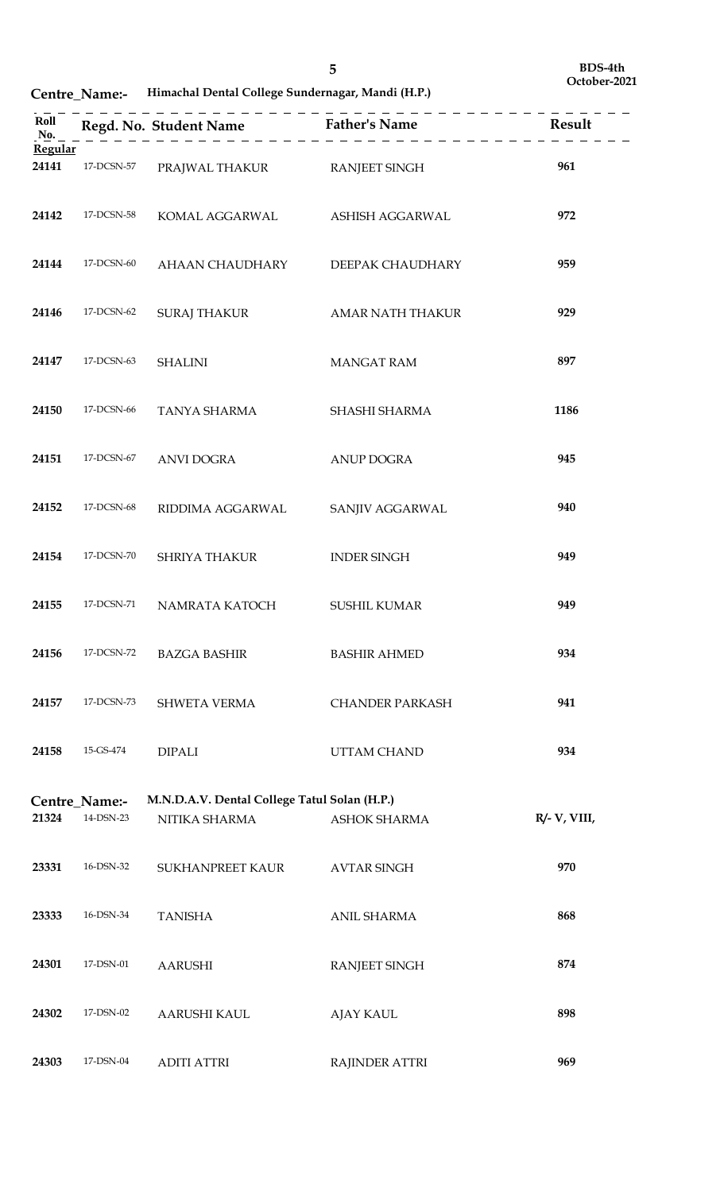BDS-4th
October-2021

Centre_Name:- Himachal Dental College Sundernagar, Mandi (H.P.)

| Roll No. | Regd. No. | Student Name | Father's Name | Result |
|---|---|---|---|---|
| **Regular** | | | | |
| 24141 | 17-DCSN-57 | PRAJWAL THAKUR | RANJEET SINGH | 961 |
| 24142 | 17-DCSN-58 | KOMAL AGGARWAL | ASHISH AGGARWAL | 972 |
| 24144 | 17-DCSN-60 | AHAAN CHAUDHARY | DEEPAK CHAUDHARY | 959 |
| 24146 | 17-DCSN-62 | SURAJ THAKUR | AMAR NATH THAKUR | 929 |
| 24147 | 17-DCSN-63 | SHALINI | MANGAT RAM | 897 |
| 24150 | 17-DCSN-66 | TANYA SHARMA | SHASHI SHARMA | 1186 |
| 24151 | 17-DCSN-67 | ANVI DOGRA | ANUP DOGRA | 945 |
| 24152 | 17-DCSN-68 | RIDDIMA AGGARWAL | SANJIV AGGARWAL | 940 |
| 24154 | 17-DCSN-70 | SHRIYA THAKUR | INDER SINGH | 949 |
| 24155 | 17-DCSN-71 | NAMRATA KATOCH | SUSHIL KUMAR | 949 |
| 24156 | 17-DCSN-72 | BAZGA BASHIR | BASHIR AHMED | 934 |
| 24157 | 17-DCSN-73 | SHWETA VERMA | CHANDER PARKASH | 941 |
| 24158 | 15-GS-474 | DIPALI | UTTAM CHAND | 934 |

Centre_Name:- M.N.D.A.V. Dental College Tatul Solan (H.P.)

| Roll No. | Regd. No. | Student Name | Father's Name | Result |
|---|---|---|---|---|
| 21324 | 14-DSN-23 | NITIKA SHARMA | ASHOK SHARMA | R/- V, VIII, |
| 23331 | 16-DSN-32 | SUKHANPREET KAUR | AVTAR SINGH | 970 |
| 23333 | 16-DSN-34 | TANISHA | ANIL SHARMA | 868 |
| 24301 | 17-DSN-01 | AARUSHI | RANJEET SINGH | 874 |
| 24302 | 17-DSN-02 | AARUSHI KAUL | AJAY KAUL | 898 |
| 24303 | 17-DSN-04 | ADITI ATTRI | RAJINDER ATTRI | 969 |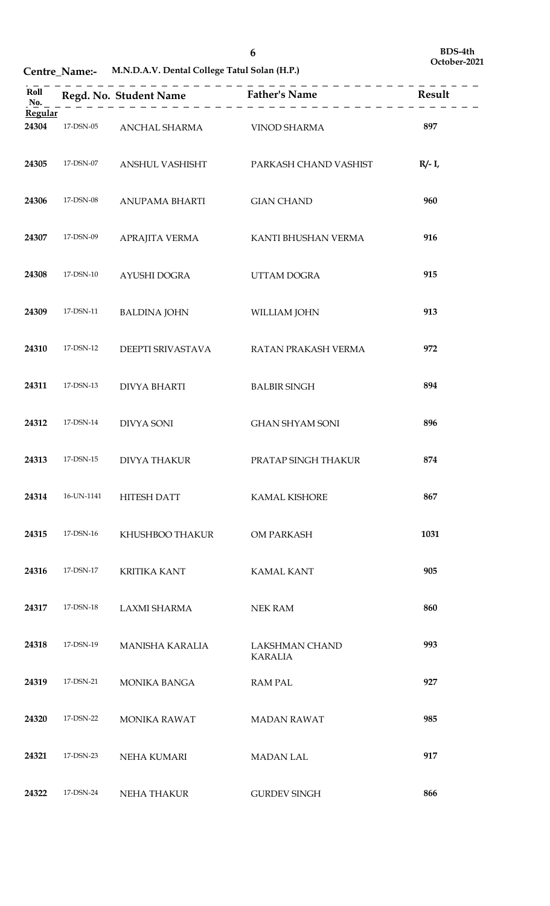**Centre_Name:-** **M.N.D.A.V. Dental College Tatul Solan (H.P.)**

**BDS-4th**
**October-2021**

| Roll No. | Regd. No. | Student Name | Father's Name | Result |
|---|---|---|---|---|
| **Regular** | | | | |
| 24304 | 17-DSN-05 | ANCHAL SHARMA | VINOD SHARMA | 897 |
| 24305 | 17-DSN-07 | ANSHUL VASHISHT | PARKASH CHAND VASHIST | R/- I, |
| 24306 | 17-DSN-08 | ANUPAMA BHARTI | GIAN CHAND | 960 |
| 24307 | 17-DSN-09 | APRAJITA VERMA | KANTI BHUSHAN VERMA | 916 |
| 24308 | 17-DSN-10 | AYUSHI DOGRA | UTTAM DOGRA | 915 |
| 24309 | 17-DSN-11 | BALDINA JOHN | WILLIAM JOHN | 913 |
| 24310 | 17-DSN-12 | DEEPTI SRIVASTAVA | RATAN PRAKASH VERMA | 972 |
| 24311 | 17-DSN-13 | DIVYA BHARTI | BALBIR SINGH | 894 |
| 24312 | 17-DSN-14 | DIVYA SONI | GHAN SHYAM SONI | 896 |
| 24313 | 17-DSN-15 | DIVYA THAKUR | PRATAP SINGH THAKUR | 874 |
| 24314 | 16-UN-1141 | HITESH DATT | KAMAL KISHORE | 867 |
| 24315 | 17-DSN-16 | KHUSHBOO THAKUR | OM PARKASH | 1031 |
| 24316 | 17-DSN-17 | KRITIKA KANT | KAMAL KANT | 905 |
| 24317 | 17-DSN-18 | LAXMI SHARMA | NEK RAM | 860 |
| 24318 | 17-DSN-19 | MANISHA KARALIA | LAKSHMAN CHAND KARALIA | 993 |
| 24319 | 17-DSN-21 | MONIKA BANGA | RAM PAL | 927 |
| 24320 | 17-DSN-22 | MONIKA RAWAT | MADAN RAWAT | 985 |
| 24321 | 17-DSN-23 | NEHA KUMARI | MADAN LAL | 917 |
| 24322 | 17-DSN-24 | NEHA THAKUR | GURDEV SINGH | 866 |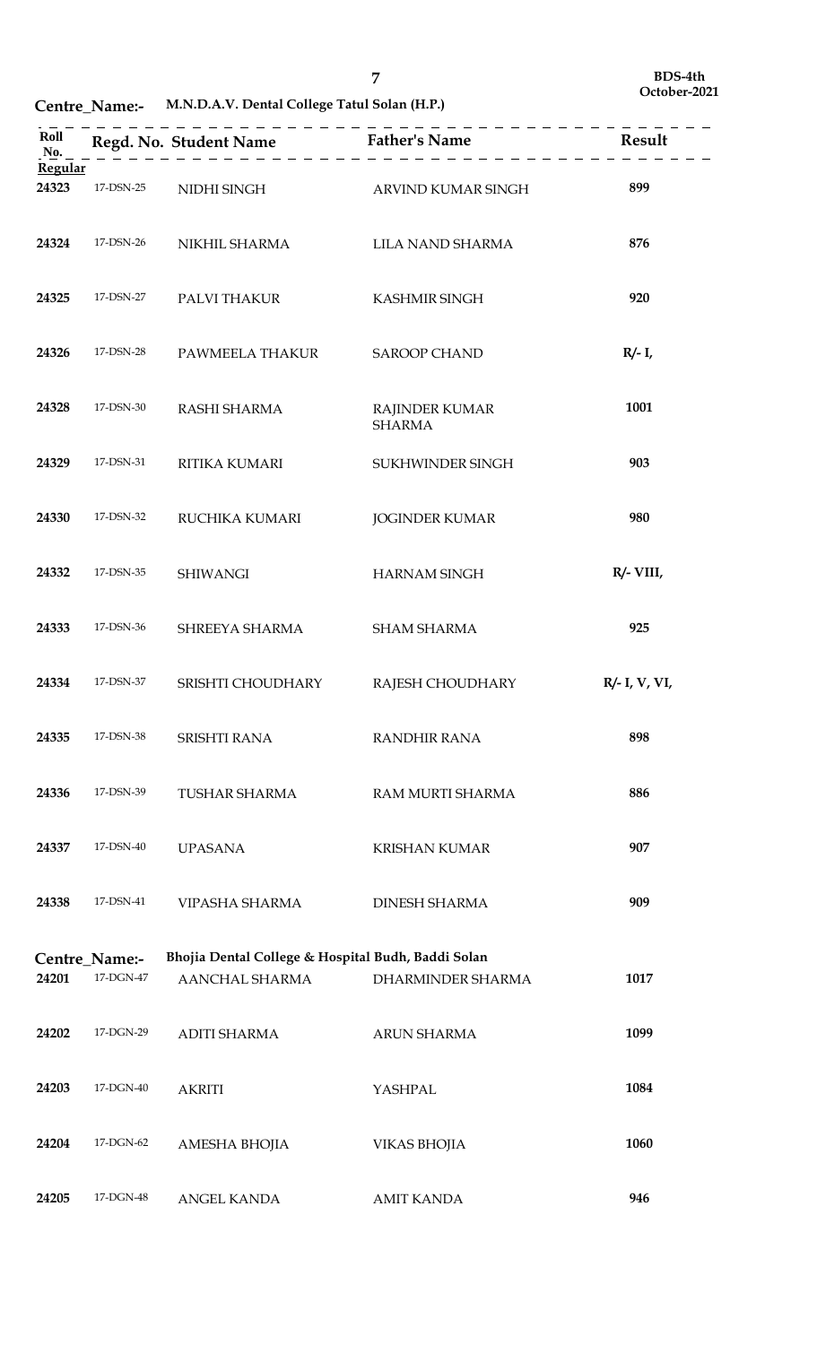BDS-4th October-2021

**Centre_Name:-** **M.N.D.A.V. Dental College Tatul Solan (H.P.)**

| Roll No. | Regd. No. | Student Name | Father's Name | Result |
|---|---|---|---|---|
| **Regular** | | | | |
| **24323** | 17-DSN-25 | NIDHI SINGH | ARVIND KUMAR SINGH | **899** |
| **24324** | 17-DSN-26 | NIKHIL SHARMA | LILA NAND SHARMA | **876** |
| **24325** | 17-DSN-27 | PALVI THAKUR | KASHMIR SINGH | **920** |
| **24326** | 17-DSN-28 | PAWMEELA THAKUR | SAROOP CHAND | **R/- I,** |
| **24328** | 17-DSN-30 | RASHI SHARMA | RAJINDER KUMAR SHARMA | **1001** |
| **24329** | 17-DSN-31 | RITIKA KUMARI | SUKHWINDER SINGH | **903** |
| **24330** | 17-DSN-32 | RUCHIKA KUMARI | JOGINDER KUMAR | **980** |
| **24332** | 17-DSN-35 | SHIWANGI | HARNAM SINGH | **R/- VIII,** |
| **24333** | 17-DSN-36 | SHREEYA SHARMA | SHAM SHARMA | **925** |
| **24334** | 17-DSN-37 | SRISHTI CHOUDHARY | RAJESH CHOUDHARY | **R/- I, V, VI,** |
| **24335** | 17-DSN-38 | SRISHTI RANA | RANDHIR RANA | **898** |
| **24336** | 17-DSN-39 | TUSHAR SHARMA | RAM MURTI SHARMA | **886** |
| **24337** | 17-DSN-40 | UPASANA | KRISHAN KUMAR | **907** |
| **24338** | 17-DSN-41 | VIPASHA SHARMA | DINESH SHARMA | **909** |

**Centre_Name:-** **Bhojia Dental College & Hospital Budh, Baddi Solan**

| Roll No. | Regd. No. | Student Name | Father's Name | Result |
|---|---|---|---|---|
| **24201** | 17-DGN-47 | AANCHAL SHARMA | DHARMINDER SHARMA | **1017** |
| **24202** | 17-DGN-29 | ADITI SHARMA | ARUN SHARMA | **1099** |
| **24203** | 17-DGN-40 | AKRITI | YASHPAL | **1084** |
| **24204** | 17-DGN-62 | AMESHA BHOJIA | VIKAS BHOJIA | **1060** |
| **24205** | 17-DGN-48 | ANGEL KANDA | AMIT KANDA | **946** |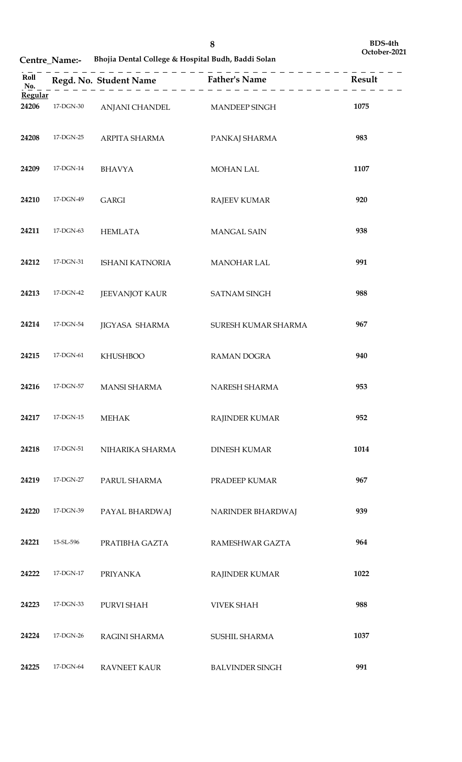**BDS-4th**
**October-2021**

**Centre_Name:-** **Bhojia Dental College & Hospital Budh, Baddi Solan**

| Roll No. | Regd. No. | Student Name | Father's Name | Result |
|---|---|---|---|---|
| **Regular** | | | | |
| **24206** | 17-DGN-30 | ANJANI CHANDEL | MANDEEP SINGH | **1075** |
| **24208** | 17-DGN-25 | ARPITA SHARMA | PANKAJ SHARMA | **983** |
| **24209** | 17-DGN-14 | BHAVYA | MOHAN LAL | **1107** |
| **24210** | 17-DGN-49 | GARGI | RAJEEV KUMAR | **920** |
| **24211** | 17-DGN-63 | HEMLATA | MANGAL SAIN | **938** |
| **24212** | 17-DGN-31 | ISHANI KATNORIA | MANOHAR LAL | **991** |
| **24213** | 17-DGN-42 | JEEVANJOT KAUR | SATNAM SINGH | **988** |
| **24214** | 17-DGN-54 | JIGYASA SHARMA | SURESH KUMAR SHARMA | **967** |
| **24215** | 17-DGN-61 | KHUSHBOO | RAMAN DOGRA | **940** |
| **24216** | 17-DGN-57 | MANSI SHARMA | NARESH SHARMA | **953** |
| **24217** | 17-DGN-15 | MEHAK | RAJINDER KUMAR | **952** |
| **24218** | 17-DGN-51 | NIHARIKA SHARMA | DINESH KUMAR | **1014** |
| **24219** | 17-DGN-27 | PARUL SHARMA | PRADEEP KUMAR | **967** |
| **24220** | 17-DGN-39 | PAYAL BHARDWAJ | NARINDER BHARDWAJ | **939** |
| **24221** | 15-SL-596 | PRATIBHA GAZTA | RAMESHWAR GAZTA | **964** |
| **24222** | 17-DGN-17 | PRIYANKA | RAJINDER KUMAR | **1022** |
| **24223** | 17-DGN-33 | PURVI SHAH | VIVEK SHAH | **988** |
| **24224** | 17-DGN-26 | RAGINI SHARMA | SUSHIL SHARMA | **1037** |
| **24225** | 17-DGN-64 | RAVNEET KAUR | BALVINDER SINGH | **991** |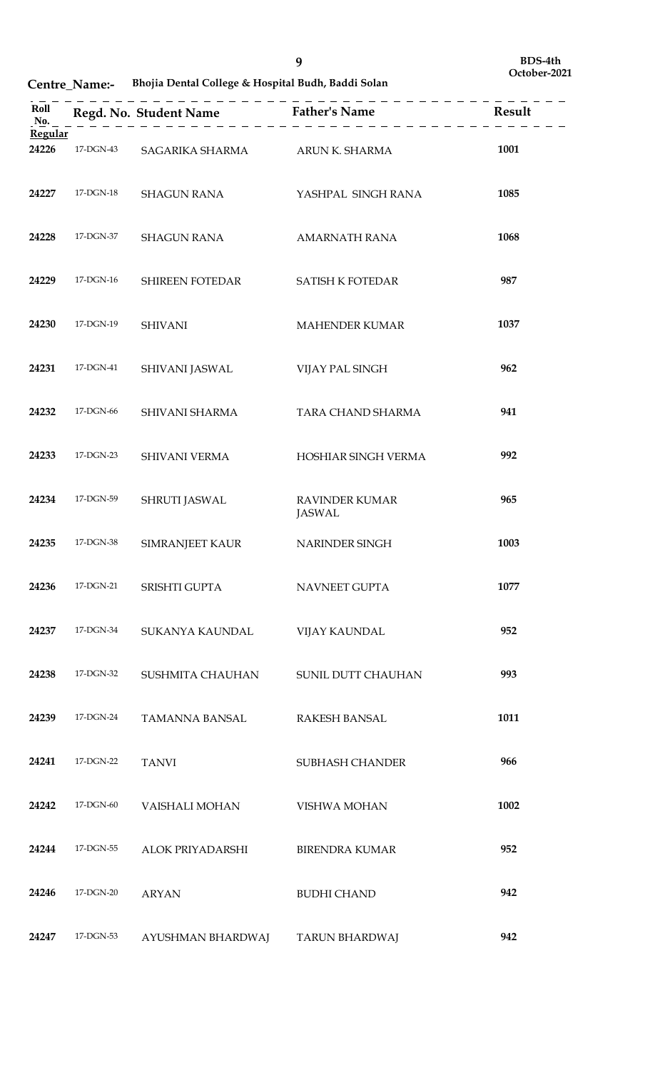**Centre_Name:-** **Bhojia Dental College & Hospital Budh, Baddi Solan**

**BDS-4th October-2021**

| Roll No. | Regd. No. | Student Name | Father's Name | Result |
|---|---|---|---|---|
| **Regular** | | | | |
| **24226** | 17-DGN-43 | SAGARIKA SHARMA | ARUN K. SHARMA | **1001** |
| **24227** | 17-DGN-18 | SHAGUN RANA | YASHPAL SINGH RANA | **1085** |
| **24228** | 17-DGN-37 | SHAGUN RANA | AMARNATH RANA | **1068** |
| **24229** | 17-DGN-16 | SHIREEN FOTEDAR | SATISH K FOTEDAR | **987** |
| **24230** | 17-DGN-19 | SHIVANI | MAHENDER KUMAR | **1037** |
| **24231** | 17-DGN-41 | SHIVANI JASWAL | VIJAY PAL SINGH | **962** |
| **24232** | 17-DGN-66 | SHIVANI SHARMA | TARA CHAND SHARMA | **941** |
| **24233** | 17-DGN-23 | SHIVANI VERMA | HOSHIAR SINGH VERMA | **992** |
| **24234** | 17-DGN-59 | SHRUTI JASWAL | RAVINDER KUMAR JASWAL | **965** |
| **24235** | 17-DGN-38 | SIMRANJEET KAUR | NARINDER SINGH | **1003** |
| **24236** | 17-DGN-21 | SRISHTI GUPTA | NAVNEET GUPTA | **1077** |
| **24237** | 17-DGN-34 | SUKANYA KAUNDAL | VIJAY KAUNDAL | **952** |
| **24238** | 17-DGN-32 | SUSHMITA CHAUHAN | SUNIL DUTT CHAUHAN | **993** |
| **24239** | 17-DGN-24 | TAMANNA BANSAL | RAKESH BANSAL | **1011** |
| **24241** | 17-DGN-22 | TANVI | SUBHASH CHANDER | **966** |
| **24242** | 17-DGN-60 | VAISHALI MOHAN | VISHWA MOHAN | **1002** |
| **24244** | 17-DGN-55 | ALOK PRIYADARSHI | BIRENDRA KUMAR | **952** |
| **24246** | 17-DGN-20 | ARYAN | BUDHI CHAND | **942** |
| **24247** | 17-DGN-53 | AYUSHMAN BHARDWAJ | TARUN BHARDWAJ | **942** |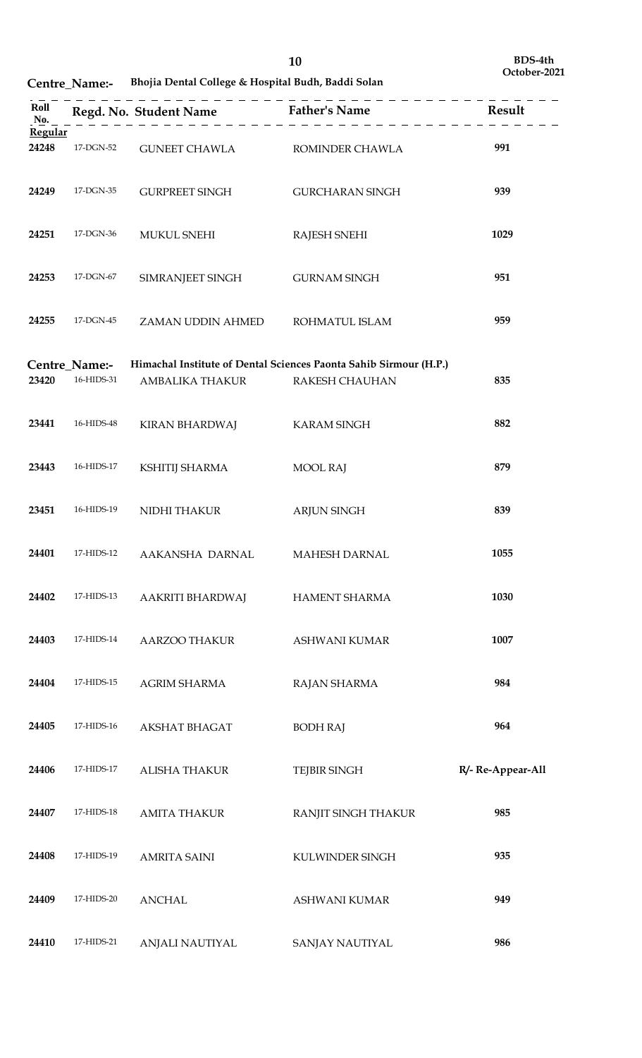**BDS-4th October-2021**

**Centre_Name:-** Bhojia Dental College & Hospital Budh, Baddi Solan

| Roll No. | Regd. No. | Student Name | Father's Name | Result |
|---|---|---|---|---|
| **Regular** | | | | |
| 24248 | 17-DGN-52 | GUNEET CHAWLA | ROMINDER CHAWLA | 991 |
| 24249 | 17-DGN-35 | GURPREET SINGH | GURCHARAN SINGH | 939 |
| 24251 | 17-DGN-36 | MUKUL SNEHI | RAJESH SNEHI | 1029 |
| 24253 | 17-DGN-67 | SIMRANJEET SINGH | GURNAM SINGH | 951 |
| 24255 | 17-DGN-45 | ZAMAN UDDIN AHMED | ROHMATUL ISLAM | 959 |

**Centre_Name:-** Himachal Institute of Dental Sciences Paonta Sahib Sirmour (H.P.)

| Roll No. | Regd. No. | Student Name | Father's Name | Result |
|---|---|---|---|---|
| 23420 | 16-HIDS-31 | AMBALIKA THAKUR | RAKESH CHAUHAN | 835 |
| 23441 | 16-HIDS-48 | KIRAN BHARDWAJ | KARAM SINGH | 882 |
| 23443 | 16-HIDS-17 | KSHITIJ SHARMA | MOOL RAJ | 879 |
| 23451 | 16-HIDS-19 | NIDHI THAKUR | ARJUN SINGH | 839 |
| 24401 | 17-HIDS-12 | AAKANSHA DARNAL | MAHESH DARNAL | 1055 |
| 24402 | 17-HIDS-13 | AAKRITI BHARDWAJ | HAMENT SHARMA | 1030 |
| 24403 | 17-HIDS-14 | AARZOO THAKUR | ASHWANI KUMAR | 1007 |
| 24404 | 17-HIDS-15 | AGRIM SHARMA | RAJAN SHARMA | 984 |
| 24405 | 17-HIDS-16 | AKSHAT BHAGAT | BODH RAJ | 964 |
| 24406 | 17-HIDS-17 | ALISHA THAKUR | TEJBIR SINGH | R/- Re-Appear-All |
| 24407 | 17-HIDS-18 | AMITA THAKUR | RANJIT SINGH THAKUR | 985 |
| 24408 | 17-HIDS-19 | AMRITA SAINI | KULWINDER SINGH | 935 |
| 24409 | 17-HIDS-20 | ANCHAL | ASHWANI KUMAR | 949 |
| 24410 | 17-HIDS-21 | ANJALI NAUTIYAL | SANJAY NAUTIYAL | 986 |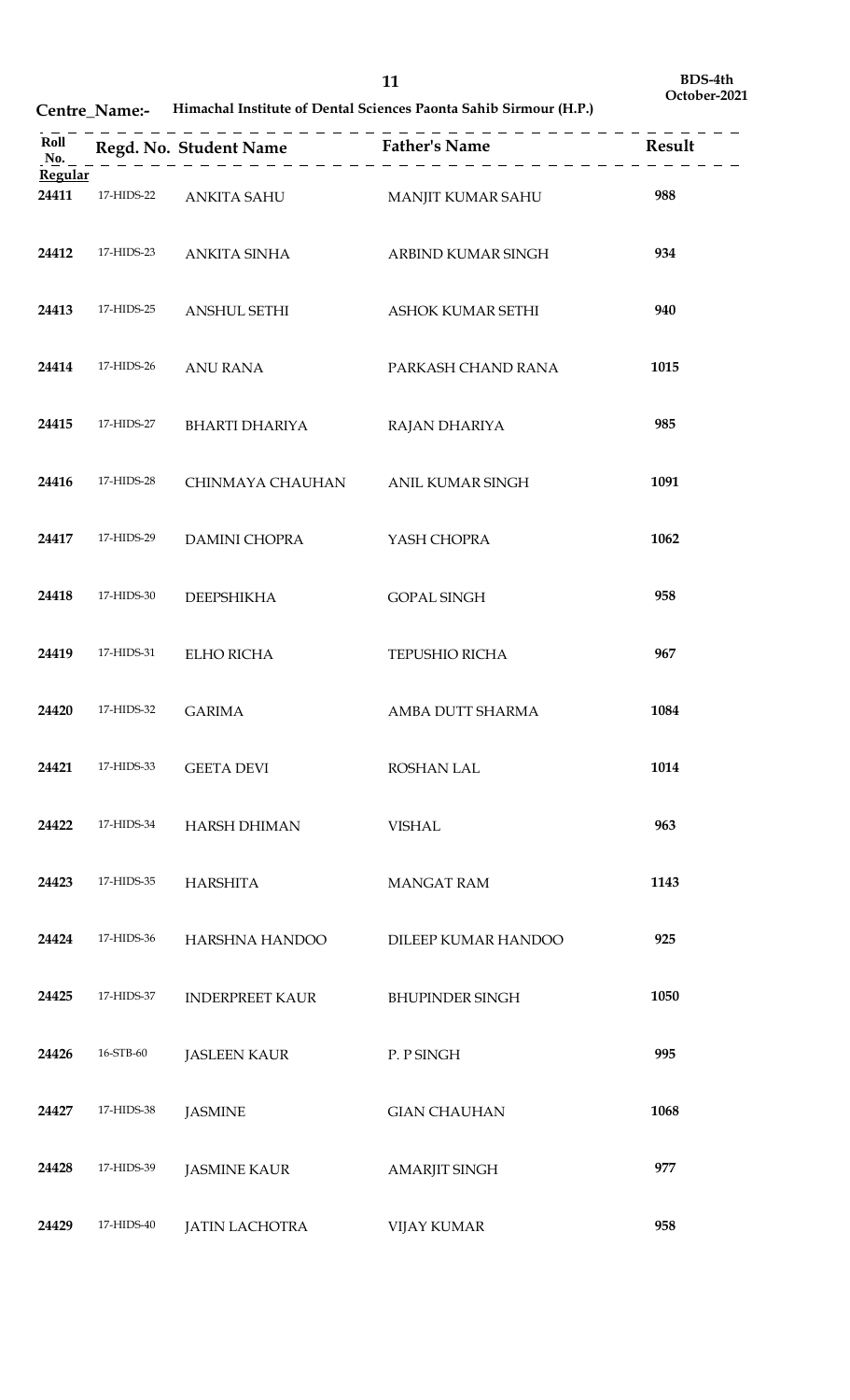**Centre_Name:- Himachal Institute of Dental Sciences Paonta Sahib Sirmour (H.P.)**

**BDS-4th October-2021**

| Roll No. | Regd. No. | Student Name | Father's Name | Result |
|---|---|---|---|---|
| **Regular** | | | | |
| **24411** | 17-HIDS-22 | ANKITA SAHU | MANJIT KUMAR SAHU | **988** |
| **24412** | 17-HIDS-23 | ANKITA SINHA | ARBIND KUMAR SINGH | **934** |
| **24413** | 17-HIDS-25 | ANSHUL SETHI | ASHOK KUMAR SETHI | **940** |
| **24414** | 17-HIDS-26 | ANU RANA | PARKASH CHAND RANA | **1015** |
| **24415** | 17-HIDS-27 | BHARTI DHARIYA | RAJAN DHARIYA | **985** |
| **24416** | 17-HIDS-28 | CHINMAYA CHAUHAN | ANIL KUMAR SINGH | **1091** |
| **24417** | 17-HIDS-29 | DAMINI CHOPRA | YASH CHOPRA | **1062** |
| **24418** | 17-HIDS-30 | DEEPSHIKHA | GOPAL SINGH | **958** |
| **24419** | 17-HIDS-31 | ELHO RICHA | TEPUSHIO RICHA | **967** |
| **24420** | 17-HIDS-32 | GARIMA | AMBA DUTT SHARMA | **1084** |
| **24421** | 17-HIDS-33 | GEETA DEVI | ROSHAN LAL | **1014** |
| **24422** | 17-HIDS-34 | HARSH DHIMAN | VISHAL | **963** |
| **24423** | 17-HIDS-35 | HARSHITA | MANGAT RAM | **1143** |
| **24424** | 17-HIDS-36 | HARSHNA HANDOO | DILEEP KUMAR HANDOO | **925** |
| **24425** | 17-HIDS-37 | INDERPREET KAUR | BHUPINDER SINGH | **1050** |
| **24426** | 16-STB-60 | JASLEEN KAUR | P. P SINGH | **995** |
| **24427** | 17-HIDS-38 | JASMINE | GIAN CHAUHAN | **1068** |
| **24428** | 17-HIDS-39 | JASMINE KAUR | AMARJIT SINGH | **977** |
| **24429** | 17-HIDS-40 | JATIN LACHOTRA | VIJAY KUMAR | **958** |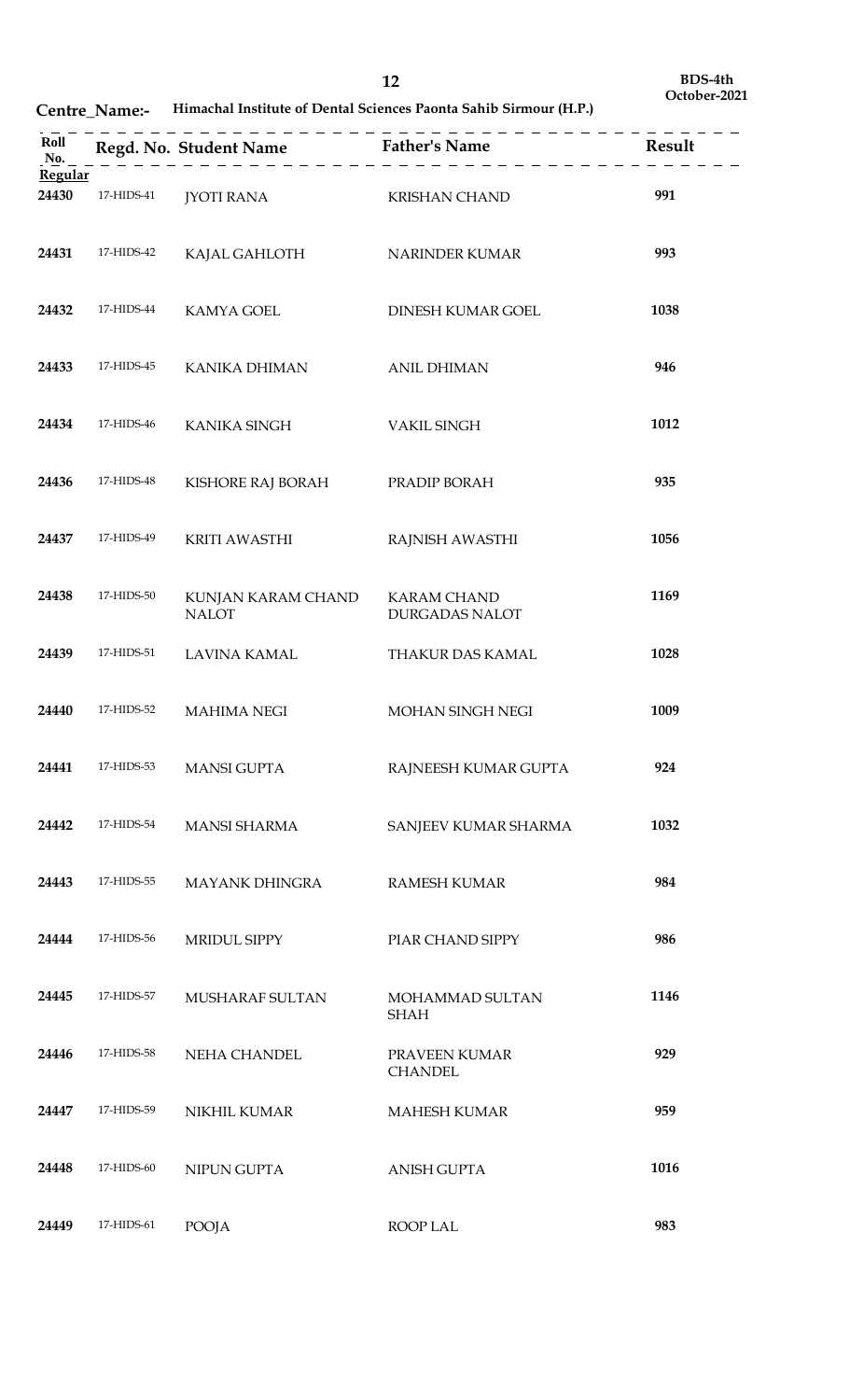**BDS-4th**
**October-2021**

**Centre_Name:- Himachal Institute of Dental Sciences Paonta Sahib Sirmour (H.P.)**

| Roll No. | Regd. No. | Student Name | Father's Name | Result |
|---|---|---|---|---|
| **Regular** | | | | |
| 24430 | 17-HIDS-41 | JYOTI RANA | KRISHAN CHAND | 991 |
| 24431 | 17-HIDS-42 | KAJAL GAHLOTH | NARINDER KUMAR | 993 |
| 24432 | 17-HIDS-44 | KAMYA GOEL | DINESH KUMAR GOEL | 1038 |
| 24433 | 17-HIDS-45 | KANIKA DHIMAN | ANIL DHIMAN | 946 |
| 24434 | 17-HIDS-46 | KANIKA SINGH | VAKIL SINGH | 1012 |
| 24436 | 17-HIDS-48 | KISHORE RAJ BORAH | PRADIP BORAH | 935 |
| 24437 | 17-HIDS-49 | KRITI AWASTHI | RAJNISH AWASTHI | 1056 |
| 24438 | 17-HIDS-50 | KUNJAN KARAM CHAND NALOT | KARAM CHAND DURGADAS NALOT | 1169 |
| 24439 | 17-HIDS-51 | LAVINA KAMAL | THAKUR DAS KAMAL | 1028 |
| 24440 | 17-HIDS-52 | MAHIMA NEGI | MOHAN SINGH NEGI | 1009 |
| 24441 | 17-HIDS-53 | MANSI GUPTA | RAJNEESH KUMAR GUPTA | 924 |
| 24442 | 17-HIDS-54 | MANSI SHARMA | SANJEEV KUMAR SHARMA | 1032 |
| 24443 | 17-HIDS-55 | MAYANK DHINGRA | RAMESH KUMAR | 984 |
| 24444 | 17-HIDS-56 | MRIDUL SIPPY | PIAR CHAND SIPPY | 986 |
| 24445 | 17-HIDS-57 | MUSHARAF SULTAN | MOHAMMAD SULTAN SHAH | 1146 |
| 24446 | 17-HIDS-58 | NEHA CHANDEL | PRAVEEN KUMAR CHANDEL | 929 |
| 24447 | 17-HIDS-59 | NIKHIL KUMAR | MAHESH KUMAR | 959 |
| 24448 | 17-HIDS-60 | NIPUN GUPTA | ANISH GUPTA | 1016 |
| 24449 | 17-HIDS-61 | POOJA | ROOP LAL | 983 |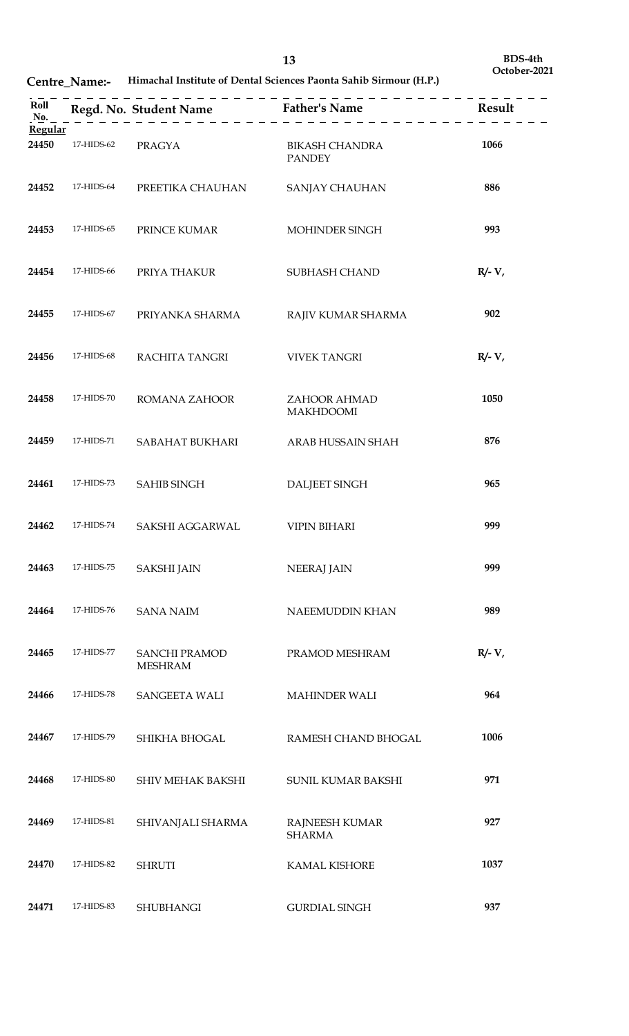**BDS-4th**
**October-2021**

**Centre_Name:-** Himachal Institute of Dental Sciences Paonta Sahib Sirmour (H.P.)

| Roll No. | Regd. No. | Student Name | Father's Name | Result |
|---|---|---|---|---|
| **Regular** | | | | |
| **24450** | 17-HIDS-62 | PRAGYA | BIKASH CHANDRA PANDEY | **1066** |
| **24452** | 17-HIDS-64 | PREETIKA CHAUHAN | SANJAY CHAUHAN | **886** |
| **24453** | 17-HIDS-65 | PRINCE KUMAR | MOHINDER SINGH | **993** |
| **24454** | 17-HIDS-66 | PRIYA THAKUR | SUBHASH CHAND | **R/- V,** |
| **24455** | 17-HIDS-67 | PRIYANKA SHARMA | RAJIV KUMAR SHARMA | **902** |
| **24456** | 17-HIDS-68 | RACHITA TANGRI | VIVEK TANGRI | **R/- V,** |
| **24458** | 17-HIDS-70 | ROMANA ZAHOOR | ZAHOOR AHMAD MAKHDOOMI | **1050** |
| **24459** | 17-HIDS-71 | SABAHAT BUKHARI | ARAB HUSSAIN SHAH | **876** |
| **24461** | 17-HIDS-73 | SAHIB SINGH | DALJEET SINGH | **965** |
| **24462** | 17-HIDS-74 | SAKSHI AGGARWAL | VIPIN BIHARI | **999** |
| **24463** | 17-HIDS-75 | SAKSHI JAIN | NEERAJ JAIN | **999** |
| **24464** | 17-HIDS-76 | SANA NAIM | NAEEMUDDIN KHAN | **989** |
| **24465** | 17-HIDS-77 | SANCHI PRAMOD MESHRAM | PRAMOD MESHRAM | **R/- V,** |
| **24466** | 17-HIDS-78 | SANGEETA WALI | MAHINDER WALI | **964** |
| **24467** | 17-HIDS-79 | SHIKHA BHOGAL | RAMESH CHAND BHOGAL | **1006** |
| **24468** | 17-HIDS-80 | SHIV MEHAK BAKSHI | SUNIL KUMAR BAKSHI | **971** |
| **24469** | 17-HIDS-81 | SHIVANJALI SHARMA | RAJNEESH KUMAR SHARMA | **927** |
| **24470** | 17-HIDS-82 | SHRUTI | KAMAL KISHORE | **1037** |
| **24471** | 17-HIDS-83 | SHUBHANGI | GURDIAL SINGH | **937** |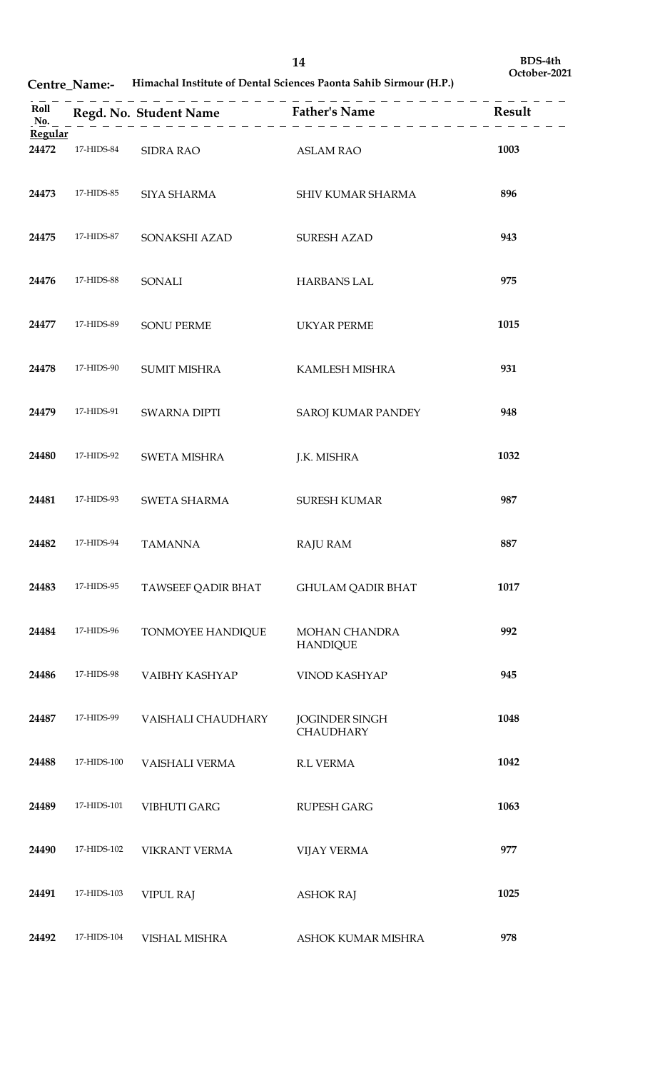BDS-4th October-2021

**Centre_Name:-** **Himachal Institute of Dental Sciences Paonta Sahib Sirmour (H.P.)**

| Roll No. | Regd. No. | Student Name | Father's Name | Result |
|---|---|---|---|---|
| **Regular** | | | | |
| **24472** | 17-HIDS-84 | SIDRA RAO | ASLAM RAO | **1003** |
| **24473** | 17-HIDS-85 | SIYA SHARMA | SHIV KUMAR SHARMA | **896** |
| **24475** | 17-HIDS-87 | SONAKSHI AZAD | SURESH AZAD | **943** |
| **24476** | 17-HIDS-88 | SONALI | HARBANS LAL | **975** |
| **24477** | 17-HIDS-89 | SONU PERME | UKYAR PERME | **1015** |
| **24478** | 17-HIDS-90 | SUMIT MISHRA | KAMLESH MISHRA | **931** |
| **24479** | 17-HIDS-91 | SWARNA DIPTI | SAROJ KUMAR PANDEY | **948** |
| **24480** | 17-HIDS-92 | SWETA MISHRA | J.K. MISHRA | **1032** |
| **24481** | 17-HIDS-93 | SWETA SHARMA | SURESH KUMAR | **987** |
| **24482** | 17-HIDS-94 | TAMANNA | RAJU RAM | **887** |
| **24483** | 17-HIDS-95 | TAWSEEF QADIR BHAT | GHULAM QADIR BHAT | **1017** |
| **24484** | 17-HIDS-96 | TONMOYEE HANDIQUE | MOHAN CHANDRA HANDIQUE | **992** |
| **24486** | 17-HIDS-98 | VAIBHY KASHYAP | VINOD KASHYAP | **945** |
| **24487** | 17-HIDS-99 | VAISHALI CHAUDHARY | JOGINDER SINGH CHAUDHARY | **1048** |
| **24488** | 17-HIDS-100 | VAISHALI VERMA | R.L VERMA | **1042** |
| **24489** | 17-HIDS-101 | VIBHUTI GARG | RUPESH GARG | **1063** |
| **24490** | 17-HIDS-102 | VIKRANT VERMA | VIJAY VERMA | **977** |
| **24491** | 17-HIDS-103 | VIPUL RAJ | ASHOK RAJ | **1025** |
| **24492** | 17-HIDS-104 | VISHAL MISHRA | ASHOK KUMAR MISHRA | **978** |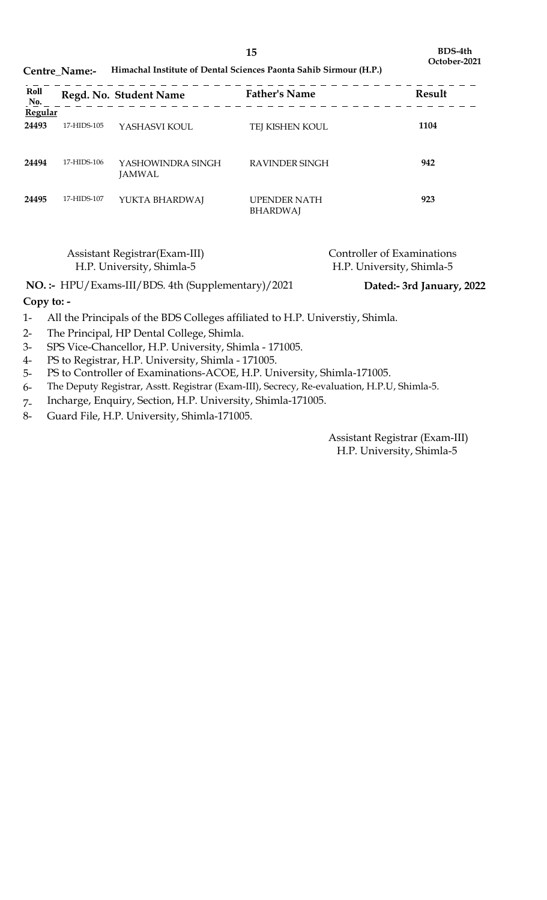**Centre_Name:- Himachal Institute of Dental Sciences Paonta Sahib Sirmour (H.P.)**

| Roll No. | Regd. No. | Student Name | Father's Name | Result |
|---|---|---|---|---|
| **Regular** | | | | |
| **24493** | 17-HIDS-105 | YASHASVI KOUL | TEJ KISHEN KOUL | **1104** |
| **24494** | 17-HIDS-106 | YASHOWINDRA SINGH JAMWAL | RAVINDER SINGH | **942** |
| **24495** | 17-HIDS-107 | YUKTA BHARDWAJ | UPENDER NATH BHARDWAJ | **923** |

Assistant Registrar(Exam-III)
H.P. University, Shimla-5

Controller of Examinations
H.P. University, Shimla-5

**NO. :-** HPU/Exams-III/BDS. 4th (Supplementary)/2021

**Dated:- 3rd January, 2022**

**Copy to: -**

1- All the Principals of the BDS Colleges affiliated to H.P. Universtiy, Shimla.
2- The Principal, HP Dental College, Shimla.
3- SPS Vice-Chancellor, H.P. University, Shimla - 171005.
4- PS to Registrar, H.P. University, Shimla - 171005.
5- PS to Controller of Examinations-ACOE, H.P. University, Shimla-171005.
6- The Deputy Registrar, Asstt. Registrar (Exam-III), Secrecy, Re-evaluation, H.P.U, Shimla-5.
7- Incharge, Enquiry, Section, H.P. University, Shimla-171005.
8- Guard File, H.P. University, Shimla-171005.

Assistant Registrar (Exam-III)
H.P. University, Shimla-5